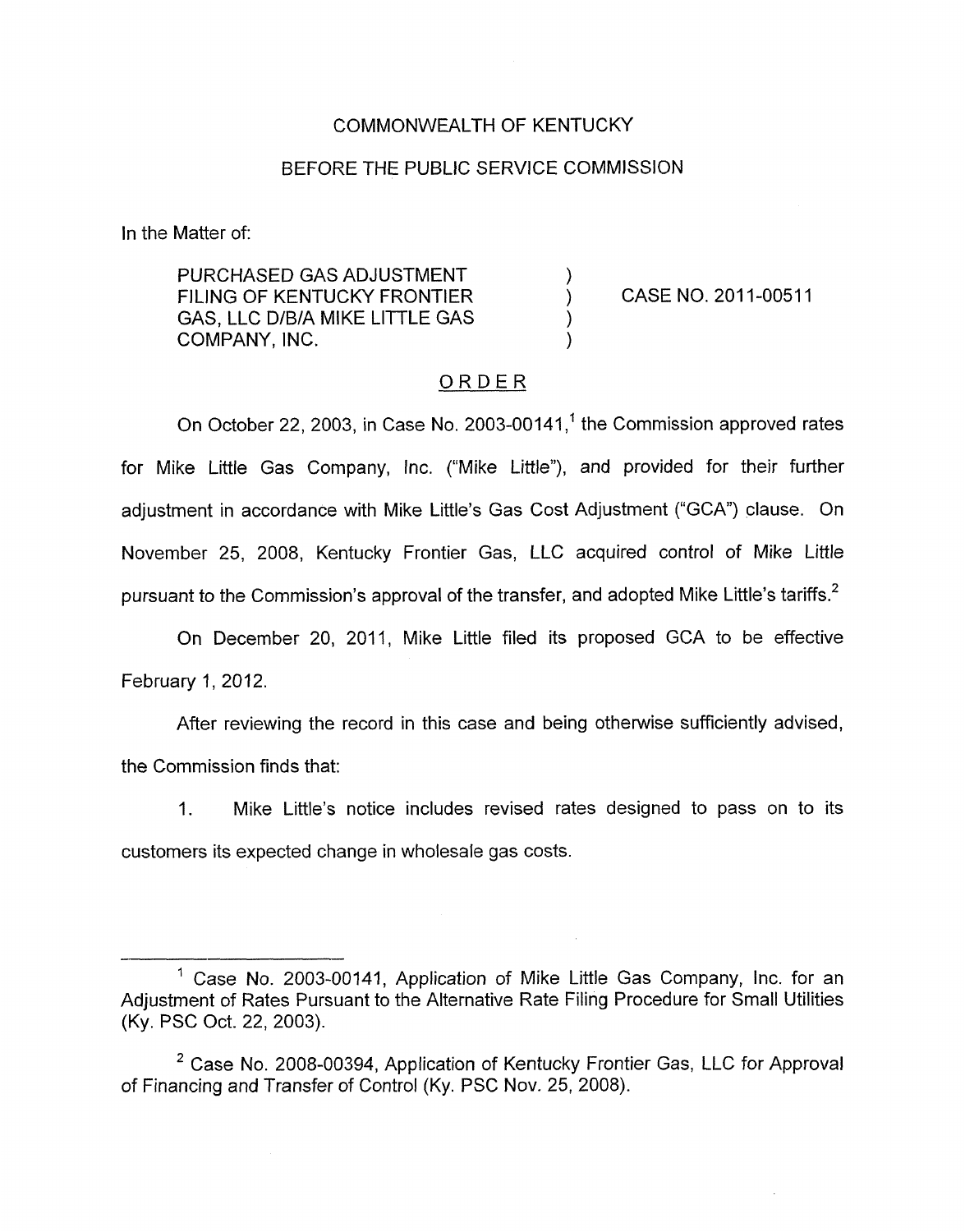COMMONWEALTH OF KENTUCKY

BEFORE THE PUBLIC SERVICE COMMISSION

In the Matter of:

PURCHASED GAS ADJUSTMENT FILING OF KENTUCKY FRONTIER GAS, LLC D/B/A MIKE LITTLE GAS COMPANY, INC. ) CASE NO. 2011-00511

ORDER

On October 22, 2003, in Case No. 2003-00141,[1] the Commission approved rates for Mike Little Gas Company, Inc. ("Mike Little"), and provided for their further adjustment in accordance with Mike Little's Gas Cost Adjustment ("GCA") clause. On November 25, 2008, Kentucky Frontier Gas, LLC acquired control of Mike Little pursuant to the Commission's approval of the transfer, and adopted Mike Little's tariffs.[2]

On December 20, 2011, Mike Little filed its proposed GCA to be effective February 1, 2012.

After reviewing the record in this case and being otherwise sufficiently advised, the Commission finds that:

1. Mike Little's notice includes revised rates designed to pass on to its customers its expected change in wholesale gas costs.

---

[1] Case No. 2003-00141, Application of Mike Little Gas Company, Inc. for an Adjustment of Rates Pursuant to the Alternative Rate Filing Procedure for Small Utilities (Ky. PSC Oct. 22, 2003).

[2] Case No. 2008-00394, Application of Kentucky Frontier Gas, LLC for Approval of Financing and Transfer of Control (Ky. PSC Nov. 25, 2008).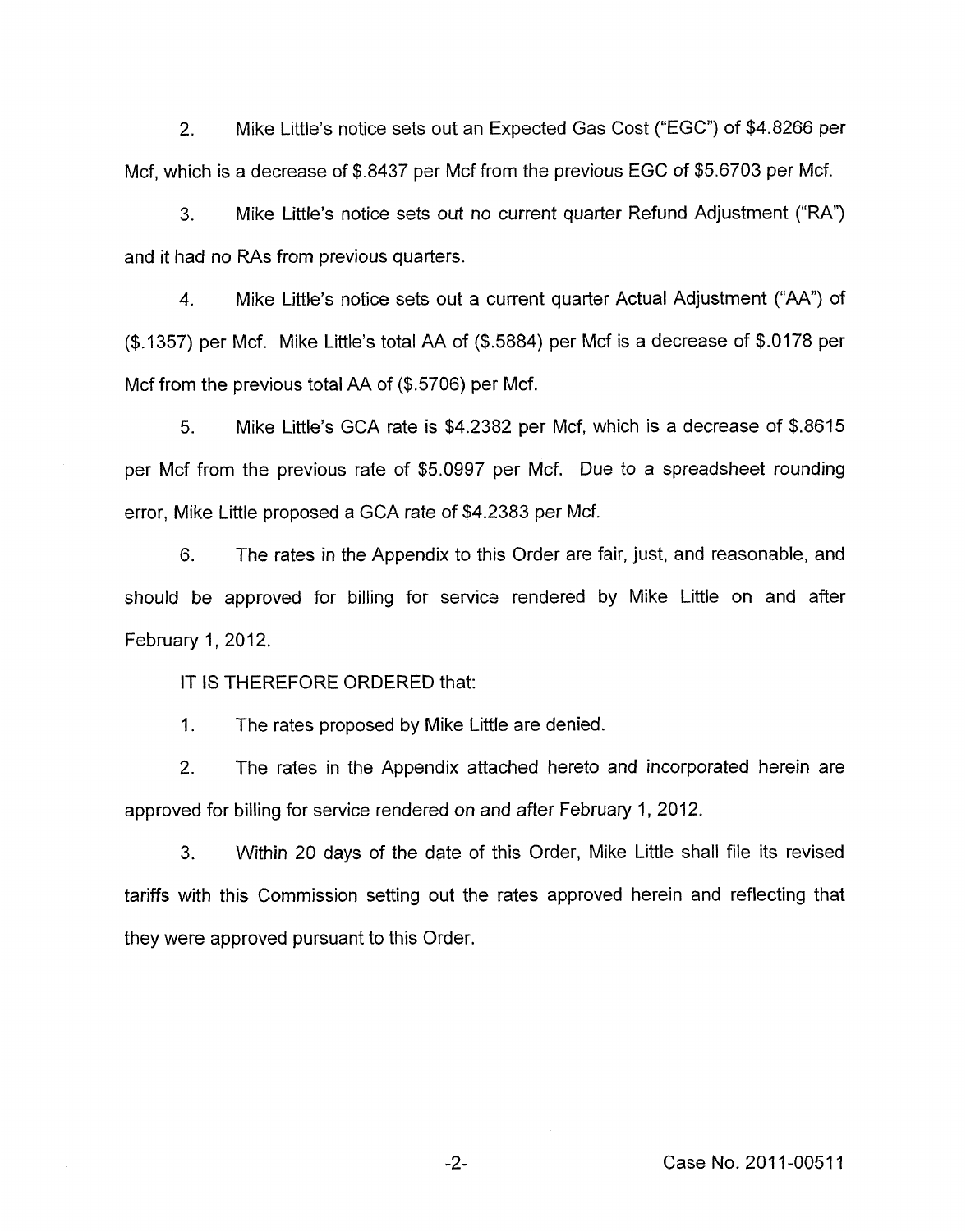2. Mike Little's notice sets out an Expected Gas Cost ("EGC") of $4.8266 per Mcf, which is a decrease of $.8437 per Mcf from the previous EGC of $5.6703 per Mcf.

3. Mike Little's notice sets out no current quarter Refund Adjustment ("RA") and it had no RAs from previous quarters.

4. Mike Little's notice sets out a current quarter Actual Adjustment ("AA") of ($.1357) per Mcf. Mike Little's total AA of ($.5884) per Mcf is a decrease of $.0178 per Mcf from the previous total AA of ($.5706) per Mcf.

5. Mike Little's GCA rate is $4.2382 per Mcf, which is a decrease of $.8615 per Mcf from the previous rate of $5.0997 per Mcf. Due to a spreadsheet rounding error, Mike Little proposed a GCA rate of $4.2383 per Mcf.

6. The rates in the Appendix to this Order are fair, just, and reasonable, and should be approved for billing for service rendered by Mike Little on and after February 1, 2012.

IT IS THEREFORE ORDERED that:

1. The rates proposed by Mike Little are denied.

2. The rates in the Appendix attached hereto and incorporated herein are approved for billing for service rendered on and after February 1, 2012.

3. Within 20 days of the date of this Order, Mike Little shall file its revised tariffs with this Commission setting out the rates approved herein and reflecting that they were approved pursuant to this Order.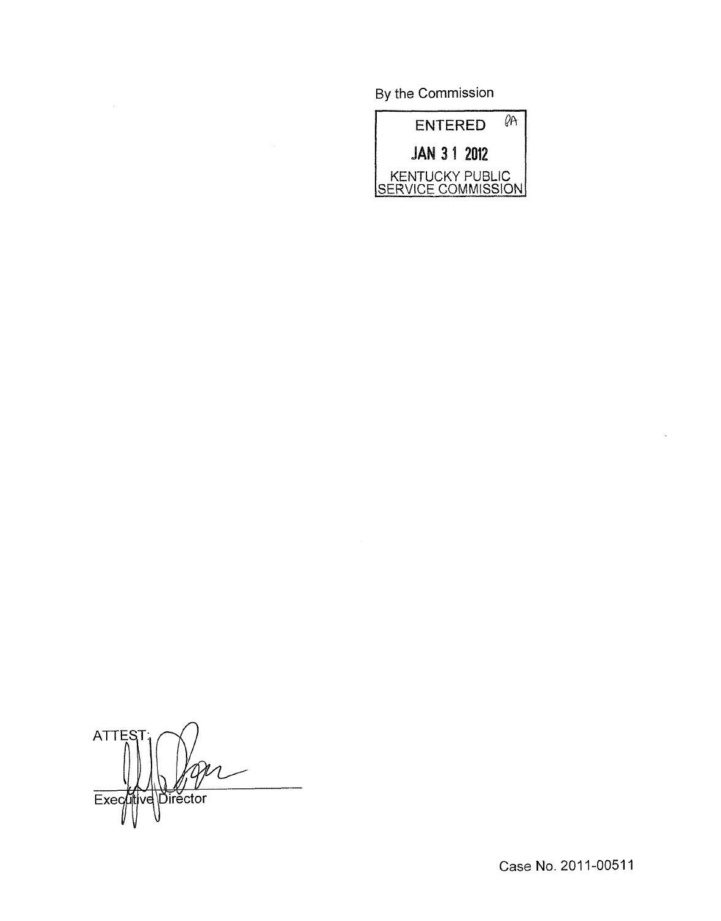By the Commission

ENTERED

JAN 31 2012

KENTUCKY PUBLIC SERVICE COMMISSION

ATTEST:

Executive Director

Case No. 2011-00511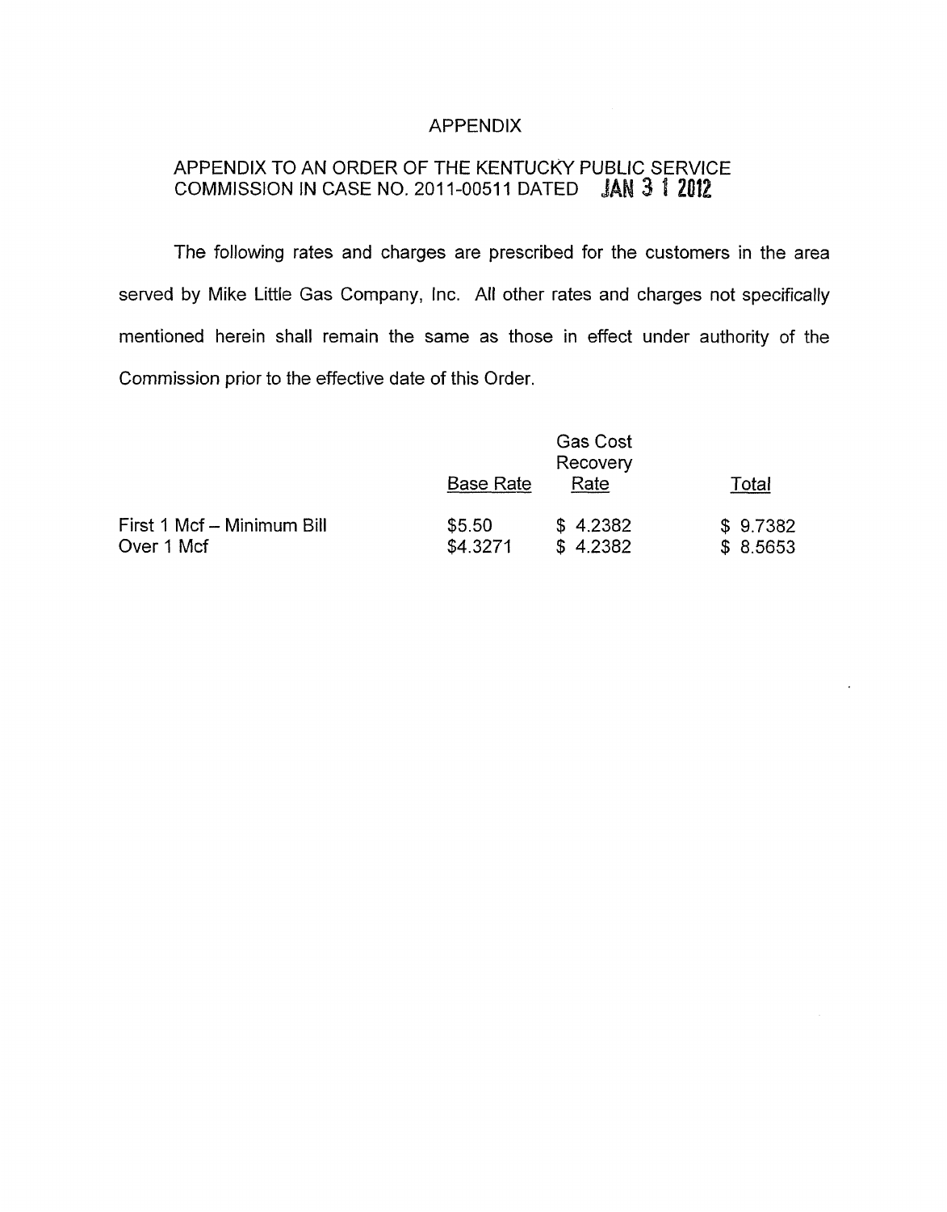# APPENDIX

## APPENDIX TO AN ORDER OF THE KENTUCKY PUBLIC SERVICE COMMISSION IN CASE NO. 2011-00511 DATED JAN 31 2012

The following rates and charges are prescribed for the customers in the area served by Mike Little Gas Company, Inc. All other rates and charges not specifically mentioned herein shall remain the same as those in effect under authority of the Commission prior to the effective date of this Order.

| | Base Rate | Gas Cost Recovery Rate | Total |
|---|---|---|---|
| First 1 Mcf – Minimum Bill | $5.50 | $ 4.2382 | $ 9.7382 |
| Over 1 Mcf | $4.3271 | $ 4.2382 | $ 8.5653 |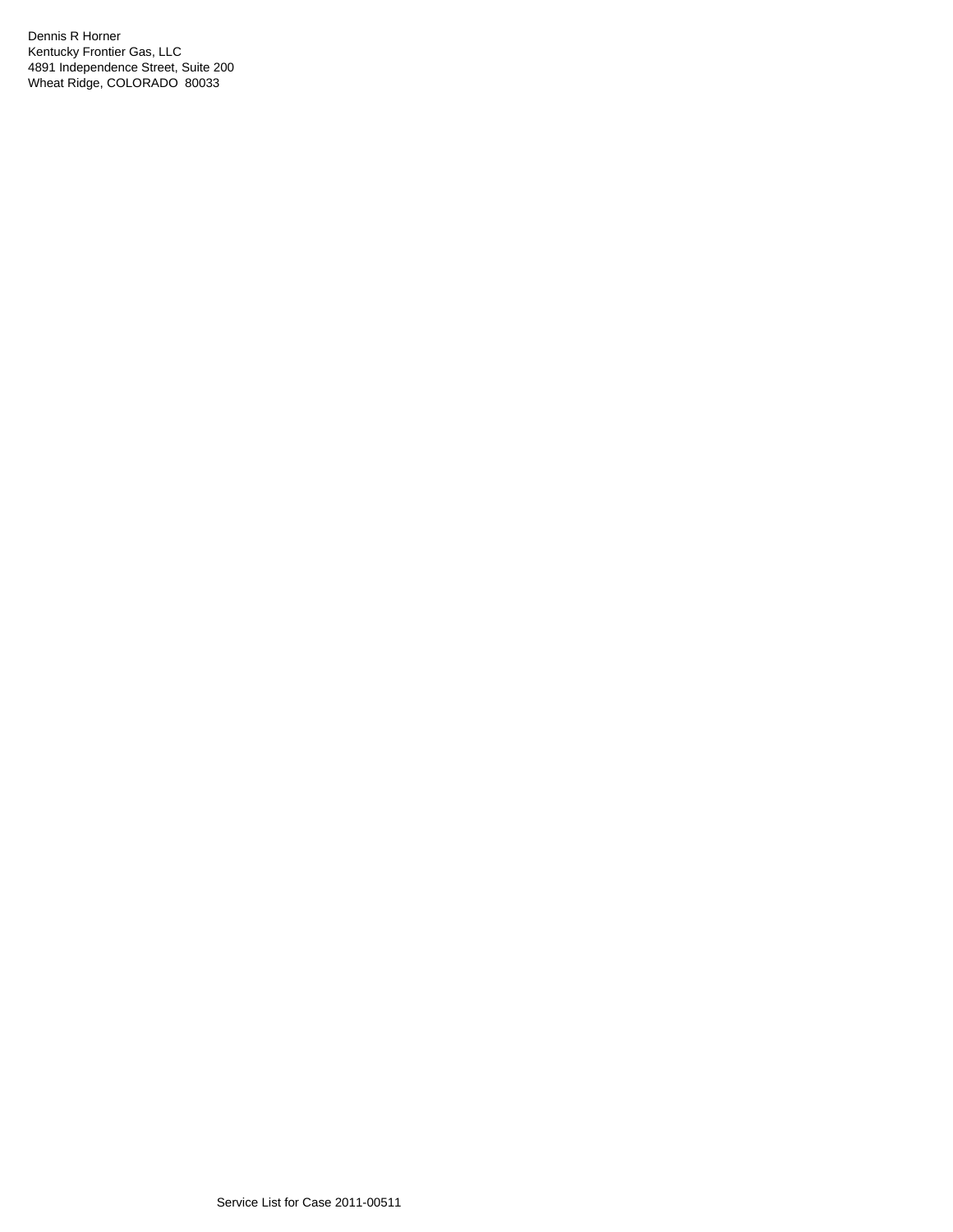Dennis R Horner
Kentucky Frontier Gas, LLC
4891 Independence Street, Suite 200
Wheat Ridge, COLORADO 80033